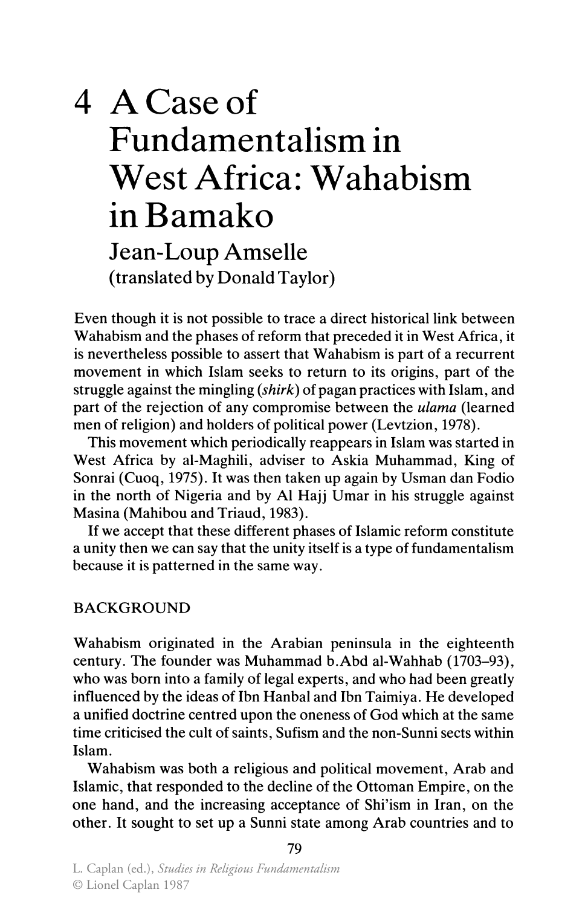# 4 A Case of Fundamentalism in West Africa: Wahabism in Bamako

Jean-Loup Amselle
(translated by Donald Taylor)

Even though it is not possible to trace a direct historical link between Wahabism and the phases of reform that preceded it in West Africa, it is nevertheless possible to assert that Wahabism is part of a recurrent movement in which Islam seeks to return to its origins, part of the struggle against the mingling (*shirk*) of pagan practices with Islam, and part of the rejection of any compromise between the *ulama* (learned men of religion) and holders of political power (Levtzion, 1978).

This movement which periodically reappears in Islam was started in West Africa by al-Maghili, adviser to Askia Muhammad, King of Sonrai (Cuoq, 1975). It was then taken up again by Usman dan Fodio in the north of Nigeria and by Al Hajj Umar in his struggle against Masina (Mahibou and Triaud, 1983).

If we accept that these different phases of Islamic reform constitute a unity then we can say that the unity itself is a type of fundamentalism because it is patterned in the same way.

## BACKGROUND

Wahabism originated in the Arabian peninsula in the eighteenth century. The founder was Muhammad b.Abd al-Wahhab (1703–93), who was born into a family of legal experts, and who had been greatly influenced by the ideas of Ibn Hanbal and Ibn Taimiya. He developed a unified doctrine centred upon the oneness of God which at the same time criticised the cult of saints, Sufism and the non-Sunni sects within Islam.

Wahabism was both a religious and political movement, Arab and Islamic, that responded to the decline of the Ottoman Empire, on the one hand, and the increasing acceptance of Shi'ism in Iran, on the other. It sought to set up a Sunni state among Arab countries and to

L. Caplan (ed.), *Studies in Religious Fundamentalism*
© Lionel Caplan 1987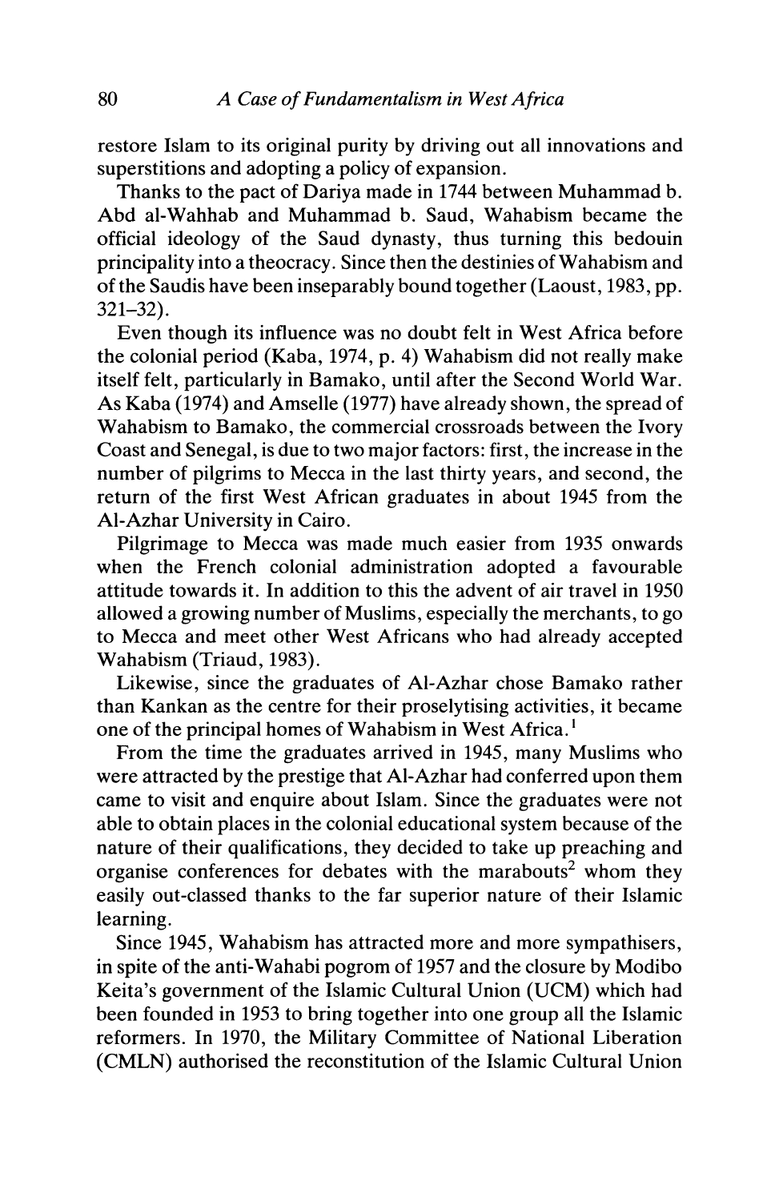restore Islam to its original purity by driving out all innovations and superstitions and adopting a policy of expansion.

Thanks to the pact of Dariya made in 1744 between Muhammad b. Abd al-Wahhab and Muhammad b. Saud, Wahabism became the official ideology of the Saud dynasty, thus turning this bedouin principality into a theocracy. Since then the destinies of Wahabism and of the Saudis have been inseparably bound together (Laoust, 1983, pp. 321–32).

Even though its influence was no doubt felt in West Africa before the colonial period (Kaba, 1974, p. 4) Wahabism did not really make itself felt, particularly in Bamako, until after the Second World War. As Kaba (1974) and Amselle (1977) have already shown, the spread of Wahabism to Bamako, the commercial crossroads between the Ivory Coast and Senegal, is due to two major factors: first, the increase in the number of pilgrims to Mecca in the last thirty years, and second, the return of the first West African graduates in about 1945 from the Al-Azhar University in Cairo.

Pilgrimage to Mecca was made much easier from 1935 onwards when the French colonial administration adopted a favourable attitude towards it. In addition to this the advent of air travel in 1950 allowed a growing number of Muslims, especially the merchants, to go to Mecca and meet other West Africans who had already accepted Wahabism (Triaud, 1983).

Likewise, since the graduates of Al-Azhar chose Bamako rather than Kankan as the centre for their proselytising activities, it became one of the principal homes of Wahabism in West Africa.[1]

From the time the graduates arrived in 1945, many Muslims who were attracted by the prestige that Al-Azhar had conferred upon them came to visit and enquire about Islam. Since the graduates were not able to obtain places in the colonial educational system because of the nature of their qualifications, they decided to take up preaching and organise conferences for debates with the marabouts[2] whom they easily out-classed thanks to the far superior nature of their Islamic learning.

Since 1945, Wahabism has attracted more and more sympathisers, in spite of the anti-Wahabi pogrom of 1957 and the closure by Modibo Keita's government of the Islamic Cultural Union (UCM) which had been founded in 1953 to bring together into one group all the Islamic reformers. In 1970, the Military Committee of National Liberation (CMLN) authorised the reconstitution of the Islamic Cultural Union